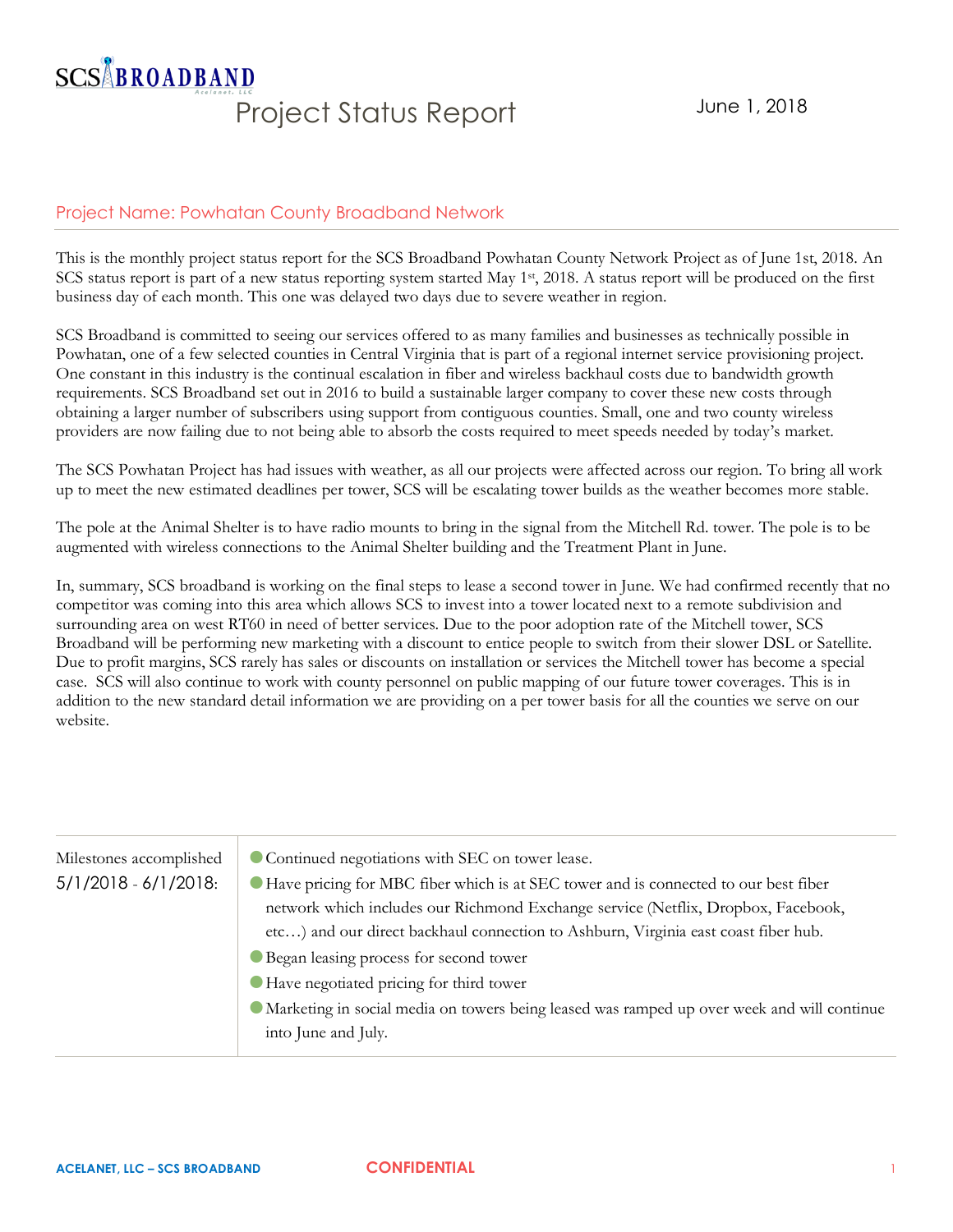SCS BROADBAND

# Project Status Report

June 1, 2018

## Project Name: Powhatan County Broadband Network

This is the monthly project status report for the SCS Broadband Powhatan County Network Project as of June 1st, 2018. An SCS status report is part of a new status reporting system started May 1st, 2018. A status report will be produced on the first business day of each month. This one was delayed two days due to severe weather in region.

SCS Broadband is committed to seeing our services offered to as many families and businesses as technically possible in Powhatan, one of a few selected counties in Central Virginia that is part of a regional internet service provisioning project. One constant in this industry is the continual escalation in fiber and wireless backhaul costs due to bandwidth growth requirements. SCS Broadband set out in 2016 to build a sustainable larger company to cover these new costs through obtaining a larger number of subscribers using support from contiguous counties. Small, one and two county wireless providers are now failing due to not being able to absorb the costs required to meet speeds needed by today's market.

The SCS Powhatan Project has had issues with weather, as all our projects were affected across our region. To bring all work up to meet the new estimated deadlines per tower, SCS will be escalating tower builds as the weather becomes more stable.

The pole at the Animal Shelter is to have radio mounts to bring in the signal from the Mitchell Rd. tower. The pole is to be augmented with wireless connections to the Animal Shelter building and the Treatment Plant in June.

In, summary, SCS broadband is working on the final steps to lease a second tower in June. We had confirmed recently that no competitor was coming into this area which allows SCS to invest into a tower located next to a remote subdivision and surrounding area on west RT60 in need of better services. Due to the poor adoption rate of the Mitchell tower, SCS Broadband will be performing new marketing with a discount to entice people to switch from their slower DSL or Satellite. Due to profit margins, SCS rarely has sales or discounts on installation or services the Mitchell tower has become a special case. SCS will also continue to work with county personnel on public mapping of our future tower coverages. This is in addition to the new standard detail information we are providing on a per tower basis for all the counties we serve on our website.

| Milestones accomplished 5/1/2018 - 6/1/2018: | |
|---|---|
| | - Continued negotiations with SEC on tower lease.<br>- Have pricing for MBC fiber which is at SEC tower and is connected to our best fiber network which includes our Richmond Exchange service (Netflix, Dropbox, Facebook, etc…) and our direct backhaul connection to Ashburn, Virginia east coast fiber hub.<br>- Began leasing process for second tower<br>- Have negotiated pricing for third tower<br>- Marketing in social media on towers being leased was ramped up over week and will continue into June and July. |

ACELANET, LLC – SCS BROADBAND CONFIDENTIAL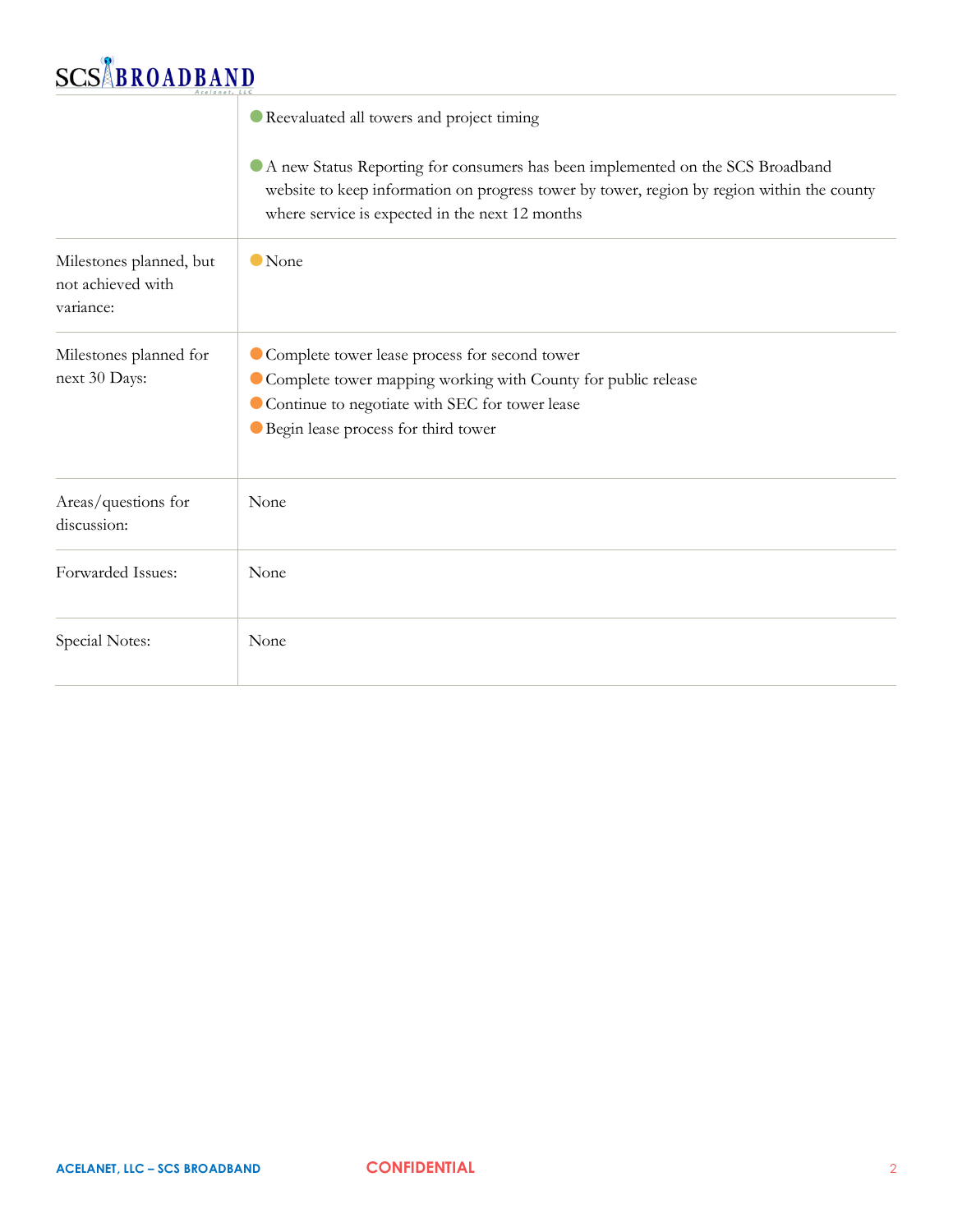| | |
|---|---|
| | ● Reevaluated all towers and project timing<br><br>● A new Status Reporting for consumers has been implemented on the SCS Broadband website to keep information on progress tower by tower, region by region within the county where service is expected in the next 12 months |
| Milestones planned, but not achieved with variance: | ● None |
| Milestones planned for next 30 Days: | ● Complete tower lease process for second tower<br>● Complete tower mapping working with County for public release<br>● Continue to negotiate with SEC for tower lease<br>● Begin lease process for third tower |
| Areas/questions for discussion: | None |
| Forwarded Issues: | None |
| Special Notes: | None |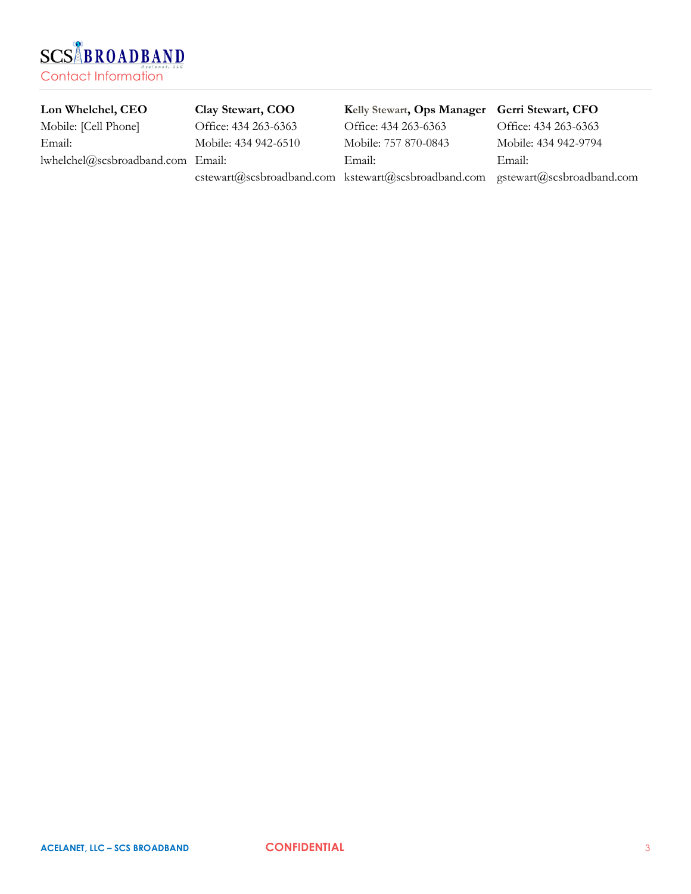SCS BROADBAND

Acelanet, LLC

## Contact Information

| | | | |
|---|---|---|---|
| **Lon Whelchel, CEO** | **Clay Stewart, COO** | **Kelly Stewart, Ops Manager** | **Gerri Stewart, CFO** |
| Mobile: [Cell Phone] | Office: 434 263-6363 | Office: 434 263-6363 | Office: 434 263-6363 |
| Email: lwhelchel@scsbroadband.com | Mobile: 434 942-6510 | Mobile: 757 870-0843 | Mobile: 434 942-9794 |
| | Email: cstewart@scsbroadband.com | Email: kstewart@scsbroadband.com | Email: gstewart@scsbroadband.com |

**CONFIDENTIAL**